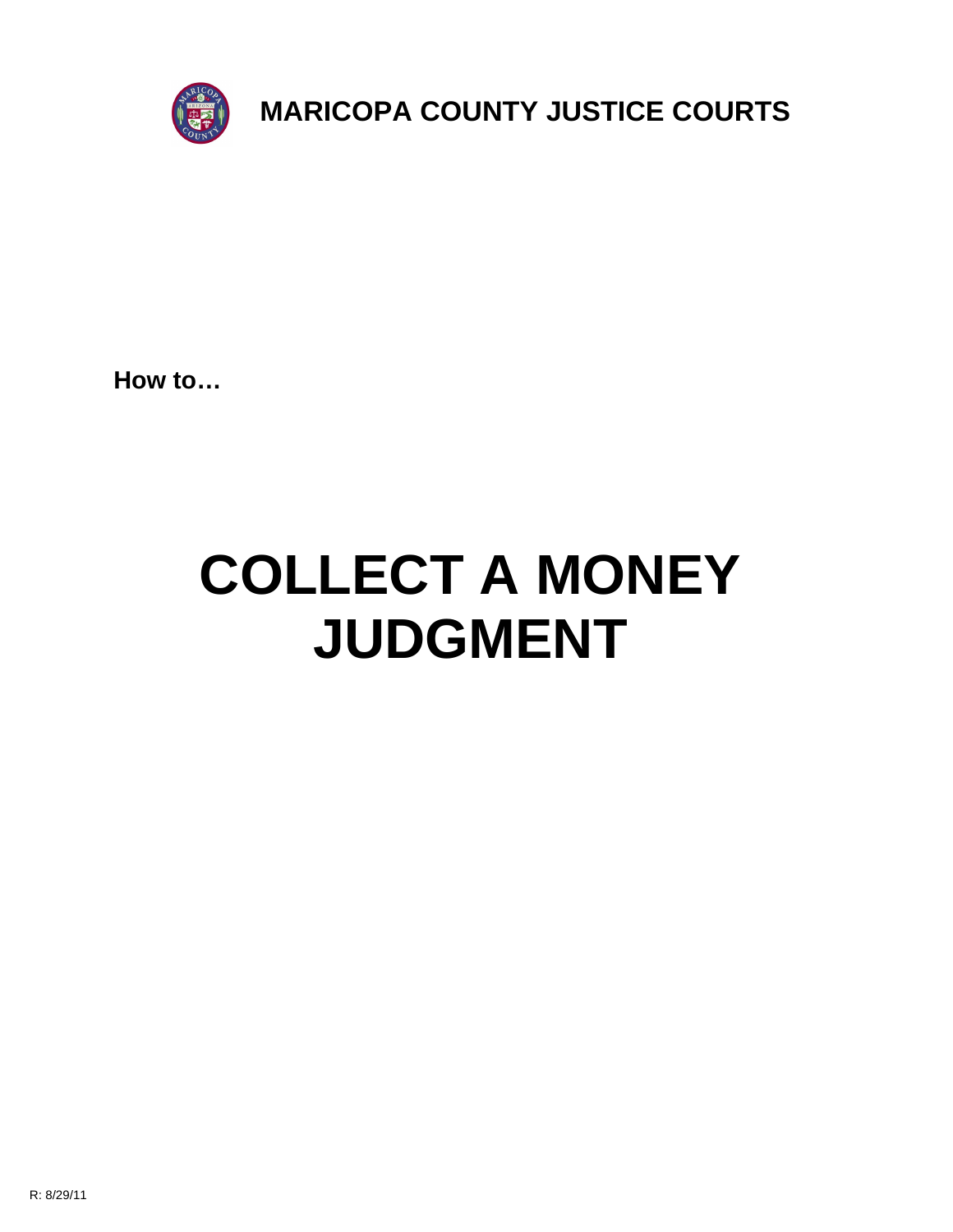# MARICOPA COUNTY JUSTICE COURTS

**How to…**

# COLLECT A MONEY JUDGMENT

R: 8/29/11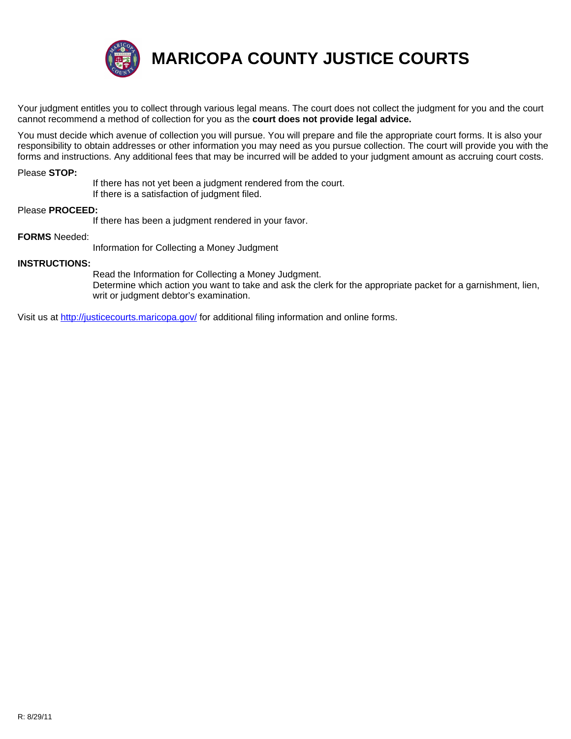# MARICOPA COUNTY JUSTICE COURTS

Your judgment entitles you to collect through various legal means. The court does not collect the judgment for you and the court cannot recommend a method of collection for you as the **court does not provide legal advice.**

You must decide which avenue of collection you will pursue. You will prepare and file the appropriate court forms. It is also your responsibility to obtain addresses or other information you may need as you pursue collection. The court will provide you with the forms and instructions. Any additional fees that may be incurred will be added to your judgment amount as accruing court costs.

Please **STOP:**

If there has not yet been a judgment rendered from the court.
If there is a satisfaction of judgment filed.

Please **PROCEED:**

If there has been a judgment rendered in your favor.

**FORMS** Needed:

Information for Collecting a Money Judgment

**INSTRUCTIONS:**

Read the Information for Collecting a Money Judgment.
Determine which action you want to take and ask the clerk for the appropriate packet for a garnishment, lien, writ or judgment debtor's examination.

Visit us at [http://justicecourts.maricopa.gov/](http://justicecourts.maricopa.gov/) for additional filing information and online forms.

R: 8/29/11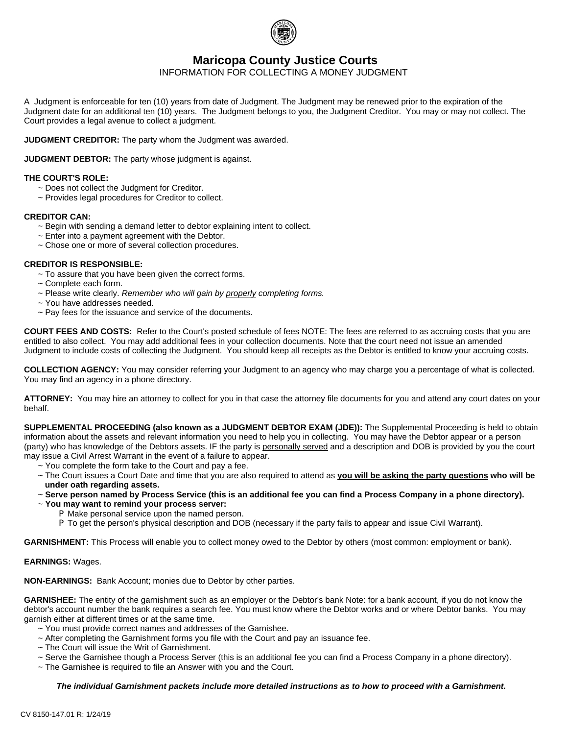# Maricopa County Justice Courts

INFORMATION FOR COLLECTING A MONEY JUDGMENT

A Judgment is enforceable for ten (10) years from date of Judgment. The Judgment may be renewed prior to the expiration of the Judgment date for an additional ten (10) years. The Judgment belongs to you, the Judgment Creditor. You may or may not collect. The Court provides a legal avenue to collect a judgment.

**JUDGMENT CREDITOR:** The party whom the Judgment was awarded.

**JUDGMENT DEBTOR:** The party whose judgment is against.

**THE COURT'S ROLE:**

- ~ Does not collect the Judgment for Creditor.
- ~ Provides legal procedures for Creditor to collect.

**CREDITOR CAN:**

- ~ Begin with sending a demand letter to debtor explaining intent to collect.
- ~ Enter into a payment agreement with the Debtor.
- ~ Chose one or more of several collection procedures.

**CREDITOR IS RESPONSIBLE:**

- ~ To assure that you have been given the correct forms.
- ~ Complete each form.
- ~ Please write clearly. *Remember who will gain by* <u>*properly*</u> *completing forms.*
- ~ You have addresses needed.
- ~ Pay fees for the issuance and service of the documents.

**COURT FEES AND COSTS:** Refer to the Court's posted schedule of fees NOTE: The fees are referred to as accruing costs that you are entitled to also collect. You may add additional fees in your collection documents. Note that the court need not issue an amended Judgment to include costs of collecting the Judgment. You should keep all receipts as the Debtor is entitled to know your accruing costs.

**COLLECTION AGENCY:** You may consider referring your Judgment to an agency who may charge you a percentage of what is collected. You may find an agency in a phone directory.

**ATTORNEY:** You may hire an attorney to collect for you in that case the attorney file documents for you and attend any court dates on your behalf.

**SUPPLEMENTAL PROCEEDING (also known as a JUDGMENT DEBTOR EXAM (JDE)):** The Supplemental Proceeding is held to obtain information about the assets and relevant information you need to help you in collecting. You may have the Debtor appear or a person (party) who has knowledge of the Debtors assets. IF the party is <u>personally served</u> and a description and DOB is provided by you the court may issue a Civil Arrest Warrant in the event of a failure to appear.

- ~ You complete the form take to the Court and pay a fee.
- ~ The Court issues a Court Date and time that you are also required to attend as **<u>you will be asking the party questions</u> who will be under oath regarding assets.**
- ~ **Serve person named by Process Service (this is an additional fee you can find a Process Company in a phone directory).**
- ~ **You may want to remind your process server:**
  - P Make personal service upon the named person.
  - P To get the person's physical description and DOB (necessary if the party fails to appear and issue Civil Warrant).

**GARNISHMENT:** This Process will enable you to collect money owed to the Debtor by others (most common: employment or bank).

**EARNINGS:** Wages.

**NON-EARNINGS:** Bank Account; monies due to Debtor by other parties.

**GARNISHEE:** The entity of the garnishment such as an employer or the Debtor's bank Note: for a bank account, if you do not know the debtor's account number the bank requires a search fee. You must know where the Debtor works and or where Debtor banks. You may garnish either at different times or at the same time.

- ~ You must provide correct names and addresses of the Garnishee.
- ~ After completing the Garnishment forms you file with the Court and pay an issuance fee.
- ~ The Court will issue the Writ of Garnishment.
- ~ Serve the Garnishee though a Process Server (this is an additional fee you can find a Process Company in a phone directory).
- ~ The Garnishee is required to file an Answer with you and the Court.

***The individual Garnishment packets include more detailed instructions as to how to proceed with a Garnishment.***

CV 8150-147.01 R: 1/24/19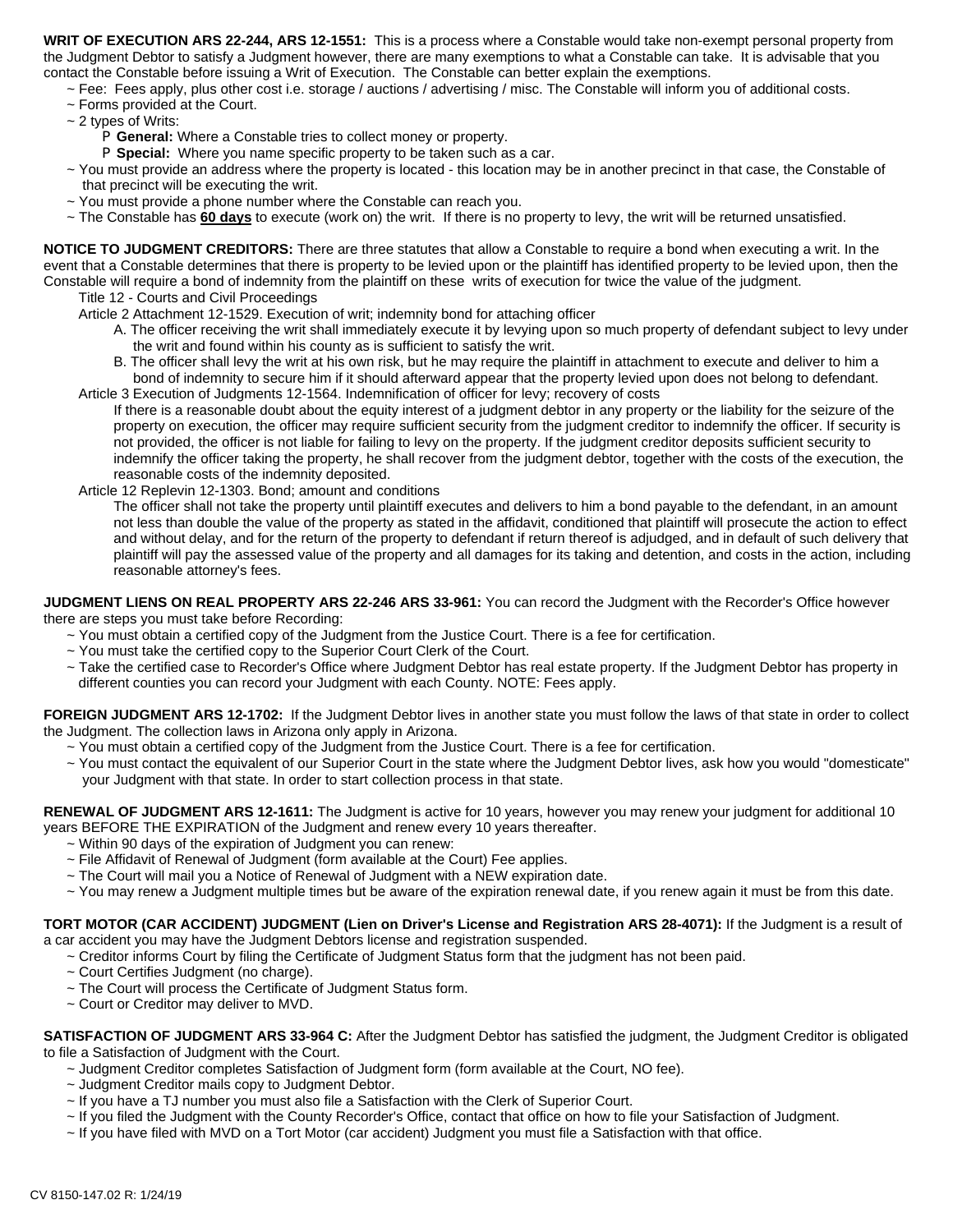**WRIT OF EXECUTION ARS 22-244, ARS 12-1551:** This is a process where a Constable would take non-exempt personal property from the Judgment Debtor to satisfy a Judgment however, there are many exemptions to what a Constable can take. It is advisable that you contact the Constable before issuing a Writ of Execution. The Constable can better explain the exemptions.

- ~ Fee: Fees apply, plus other cost i.e. storage / auctions / advertising / misc. The Constable will inform you of additional costs.
- ~ Forms provided at the Court.
- ~ 2 types of Writs:
  - P **General:** Where a Constable tries to collect money or property.
  - P **Special:** Where you name specific property to be taken such as a car.
- ~ You must provide an address where the property is located - this location may be in another precinct in that case, the Constable of that precinct will be executing the writ.
- ~ You must provide a phone number where the Constable can reach you.
- ~ The Constable has **60 days** to execute (work on) the writ. If there is no property to levy, the writ will be returned unsatisfied.

**NOTICE TO JUDGMENT CREDITORS:** There are three statutes that allow a Constable to require a bond when executing a writ. In the event that a Constable determines that there is property to be levied upon or the plaintiff has identified property to be levied upon, then the Constable will require a bond of indemnity from the plaintiff on these writs of execution for twice the value of the judgment.

Title 12 - Courts and Civil Proceedings

Article 2 Attachment 12-1529. Execution of writ; indemnity bond for attaching officer

A. The officer receiving the writ shall immediately execute it by levying upon so much property of defendant subject to levy under the writ and found within his county as is sufficient to satisfy the writ.

B. The officer shall levy the writ at his own risk, but he may require the plaintiff in attachment to execute and deliver to him a bond of indemnity to secure him if it should afterward appear that the property levied upon does not belong to defendant.

Article 3 Execution of Judgments 12-1564. Indemnification of officer for levy; recovery of costs

If there is a reasonable doubt about the equity interest of a judgment debtor in any property or the liability for the seizure of the property on execution, the officer may require sufficient security from the judgment creditor to indemnify the officer. If security is not provided, the officer is not liable for failing to levy on the property. If the judgment creditor deposits sufficient security to indemnify the officer taking the property, he shall recover from the judgment debtor, together with the costs of the execution, the reasonable costs of the indemnity deposited.

Article 12 Replevin 12-1303. Bond; amount and conditions

The officer shall not take the property until plaintiff executes and delivers to him a bond payable to the defendant, in an amount not less than double the value of the property as stated in the affidavit, conditioned that plaintiff will prosecute the action to effect and without delay, and for the return of the property to defendant if return thereof is adjudged, and in default of such delivery that plaintiff will pay the assessed value of the property and all damages for its taking and detention, and costs in the action, including reasonable attorney's fees.

**JUDGMENT LIENS ON REAL PROPERTY ARS 22-246 ARS 33-961:** You can record the Judgment with the Recorder's Office however there are steps you must take before Recording:

- ~ You must obtain a certified copy of the Judgment from the Justice Court. There is a fee for certification.
- ~ You must take the certified copy to the Superior Court Clerk of the Court.
- ~ Take the certified case to Recorder's Office where Judgment Debtor has real estate property. If the Judgment Debtor has property in different counties you can record your Judgment with each County. NOTE: Fees apply.

**FOREIGN JUDGMENT ARS 12-1702:** If the Judgment Debtor lives in another state you must follow the laws of that state in order to collect the Judgment. The collection laws in Arizona only apply in Arizona.

- ~ You must obtain a certified copy of the Judgment from the Justice Court. There is a fee for certification.
- ~ You must contact the equivalent of our Superior Court in the state where the Judgment Debtor lives, ask how you would "domesticate" your Judgment with that state. In order to start collection process in that state.

**RENEWAL OF JUDGMENT ARS 12-1611:** The Judgment is active for 10 years, however you may renew your judgment for additional 10 years BEFORE THE EXPIRATION of the Judgment and renew every 10 years thereafter.

- ~ Within 90 days of the expiration of Judgment you can renew:
- ~ File Affidavit of Renewal of Judgment (form available at the Court) Fee applies.
- ~ The Court will mail you a Notice of Renewal of Judgment with a NEW expiration date.
- ~ You may renew a Judgment multiple times but be aware of the expiration renewal date, if you renew again it must be from this date.

**TORT MOTOR (CAR ACCIDENT) JUDGMENT (Lien on Driver's License and Registration ARS 28-4071):** If the Judgment is a result of a car accident you may have the Judgment Debtors license and registration suspended.

- ~ Creditor informs Court by filing the Certificate of Judgment Status form that the judgment has not been paid.
- ~ Court Certifies Judgment (no charge).
- ~ The Court will process the Certificate of Judgment Status form.
- ~ Court or Creditor may deliver to MVD.

**SATISFACTION OF JUDGMENT ARS 33-964 C:** After the Judgment Debtor has satisfied the judgment, the Judgment Creditor is obligated to file a Satisfaction of Judgment with the Court.

- ~ Judgment Creditor completes Satisfaction of Judgment form (form available at the Court, NO fee).
- ~ Judgment Creditor mails copy to Judgment Debtor.
- ~ If you have a TJ number you must also file a Satisfaction with the Clerk of Superior Court.
- ~ If you filed the Judgment with the County Recorder's Office, contact that office on how to file your Satisfaction of Judgment.
- ~ If you have filed with MVD on a Tort Motor (car accident) Judgment you must file a Satisfaction with that office.

CV 8150-147.02 R: 1/24/19